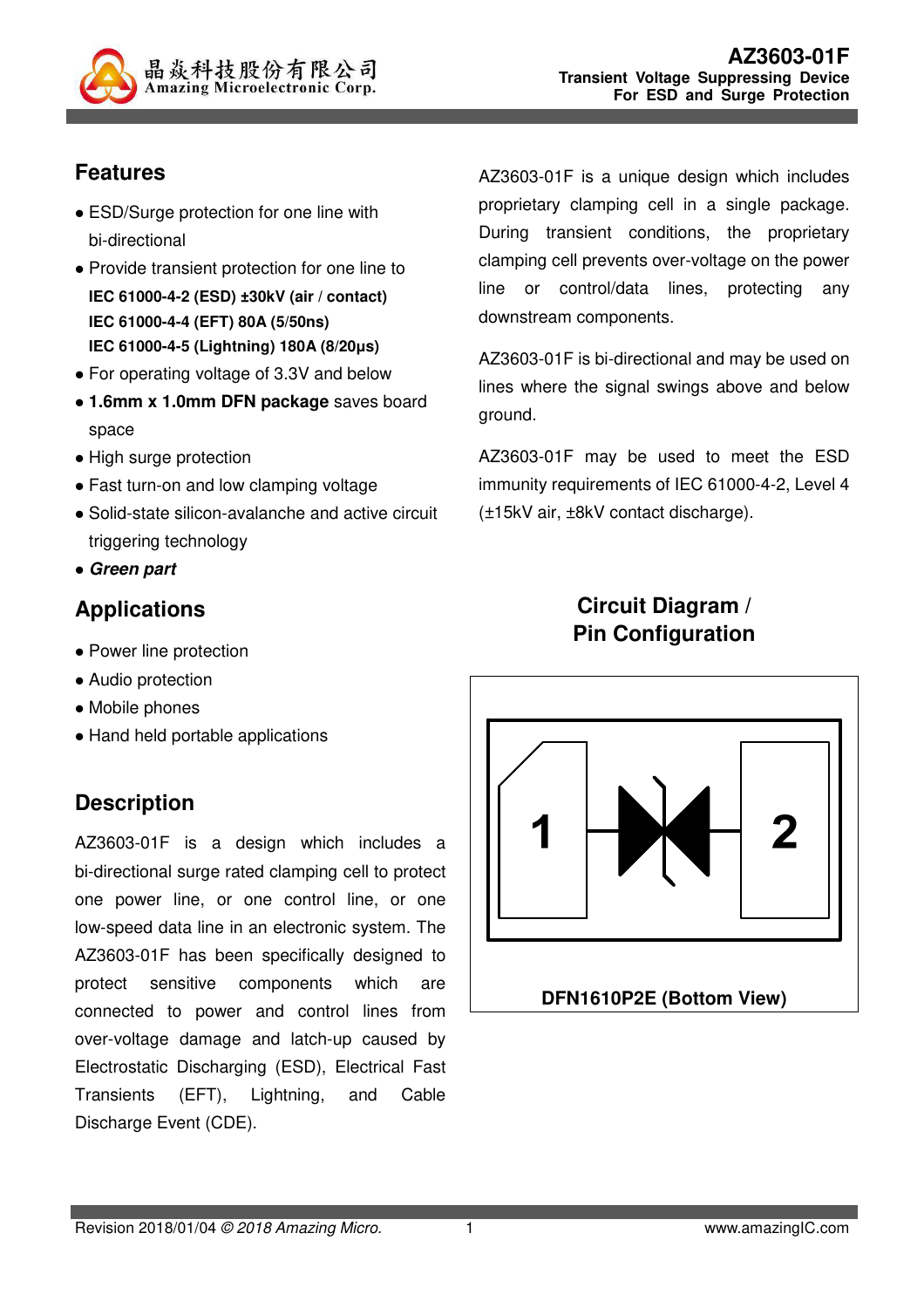晶焱科技股份有限公司
Amazing Microelectronic Corp.

# AZ3603-01F
**Transient Voltage Suppressing Device**
**For ESD and Surge Protection**

## Features

- ESD/Surge protection for one line with bi-directional
- Provide transient protection for one line to
  **IEC 61000-4-2 (ESD) ±30kV (air / contact)**
  **IEC 61000-4-4 (EFT) 80A (5/50ns)**
  **IEC 61000-4-5 (Lightning) 180A (8/20μs)**
- For operating voltage of 3.3V and below
- **1.6mm x 1.0mm DFN package** saves board space
- High surge protection
- Fast turn-on and low clamping voltage
- Solid-state silicon-avalanche and active circuit triggering technology
- ***Green part***

## Applications

- Power line protection
- Audio protection
- Mobile phones
- Hand held portable applications

## Description

AZ3603-01F is a design which includes a bi-directional surge rated clamping cell to protect one power line, or one control line, or one low-speed data line in an electronic system. The AZ3603-01F has been specifically designed to protect sensitive components which are connected to power and control lines from over-voltage damage and latch-up caused by Electrostatic Discharging (ESD), Electrical Fast Transients (EFT), Lightning, and Cable Discharge Event (CDE).

AZ3603-01F is a unique design which includes proprietary clamping cell in a single package. During transient conditions, the proprietary clamping cell prevents over-voltage on the power line or control/data lines, protecting any downstream components.

AZ3603-01F is bi-directional and may be used on lines where the signal swings above and below ground.

AZ3603-01F may be used to meet the ESD immunity requirements of IEC 61000-4-2, Level 4 (±15kV air, ±8kV contact discharge).

## Circuit Diagram / Pin Configuration

1 2

**DFN1610P2E (Bottom View)**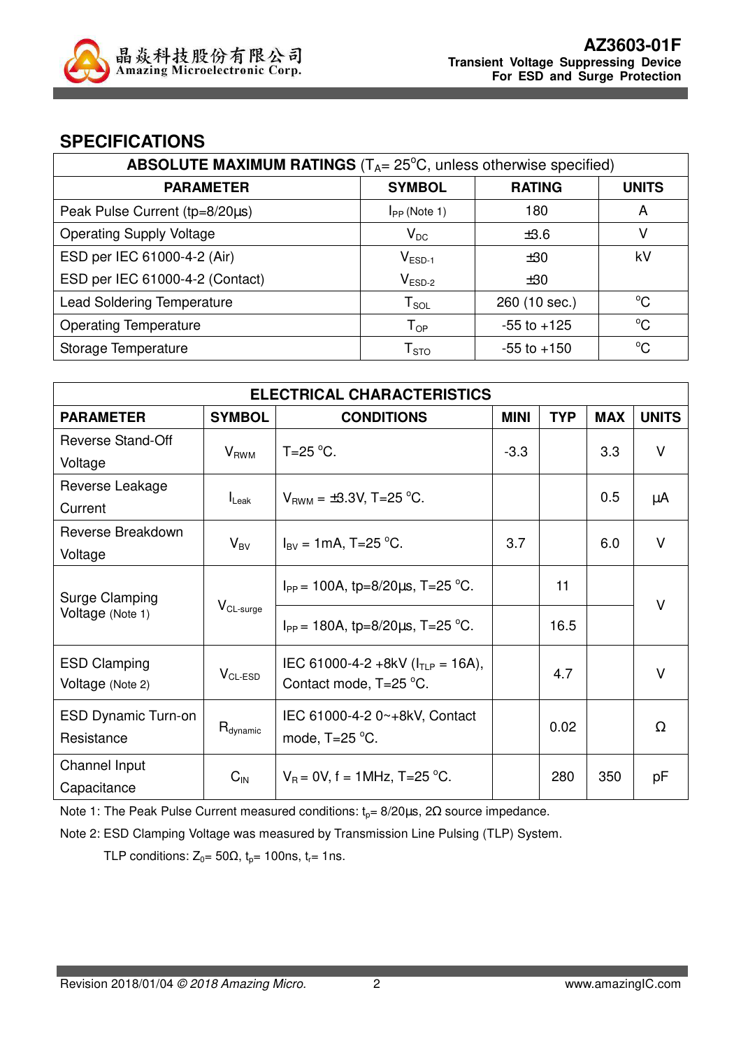## SPECIFICATIONS

| ABSOLUTE MAXIMUM RATINGS ($T_A$= 25°C, unless otherwise specified) | | | |
|---|---|---|---|
| **PARAMETER** | **SYMBOL** | **RATING** | **UNITS** |
| Peak Pulse Current (tp=8/20μs) | $I_{PP}$ (Note 1) | 180 | A |
| Operating Supply Voltage | $V_{DC}$ | ±3.6 | V |
| ESD per IEC 61000-4-2 (Air) | $V_{ESD-1}$ | ±30 | kV |
| ESD per IEC 61000-4-2 (Contact) | $V_{ESD-2}$ | ±30 | |
| Lead Soldering Temperature | $T_{SOL}$ | 260 (10 sec.) | °C |
| Operating Temperature | $T_{OP}$ | -55 to +125 | °C |
| Storage Temperature | $T_{STO}$ | -55 to +150 | °C |

| ELECTRICAL CHARACTERISTICS | | | | | | |
|---|---|---|---|---|---|---|
| **PARAMETER** | **SYMBOL** | **CONDITIONS** | **MINI** | **TYP** | **MAX** | **UNITS** |
| Reverse Stand-Off Voltage | $V_{RWM}$ | T=25 °C. | -3.3 | | 3.3 | V |
| Reverse Leakage Current | $I_{Leak}$ | $V_{RWM}$ = ±3.3V, T=25 °C. | | | 0.5 | μA |
| Reverse Breakdown Voltage | $V_{BV}$ | $I_{BV}$ = 1mA, T=25 °C. | 3.7 | | 6.0 | V |
| Surge Clamping Voltage (Note 1) | $V_{CL-surge}$ | $I_{PP}$ = 100A, tp=8/20μs, T=25 °C. | | 11 | | V |
| | | $I_{PP}$ = 180A, tp=8/20μs, T=25 °C. | | 16.5 | | V |
| ESD Clamping Voltage (Note 2) | $V_{CL-ESD}$ | IEC 61000-4-2 +8kV ($I_{TLP}$ = 16A), Contact mode, T=25 °C. | | 4.7 | | V |
| ESD Dynamic Turn-on Resistance | $R_{dynamic}$ | IEC 61000-4-2 0~+8kV, Contact mode, T=25 °C. | | 0.02 | | Ω |
| Channel Input Capacitance | $C_{IN}$ | $V_R$ = 0V, f = 1MHz, T=25 °C. | | 280 | 350 | pF |

Note 1: The Peak Pulse Current measured conditions: $t_p$= 8/20μs, 2Ω source impedance.

Note 2: ESD Clamping Voltage was measured by Transmission Line Pulsing (TLP) System.

TLP conditions: $Z_0$= 50Ω, $t_p$= 100ns, $t_r$= 1ns.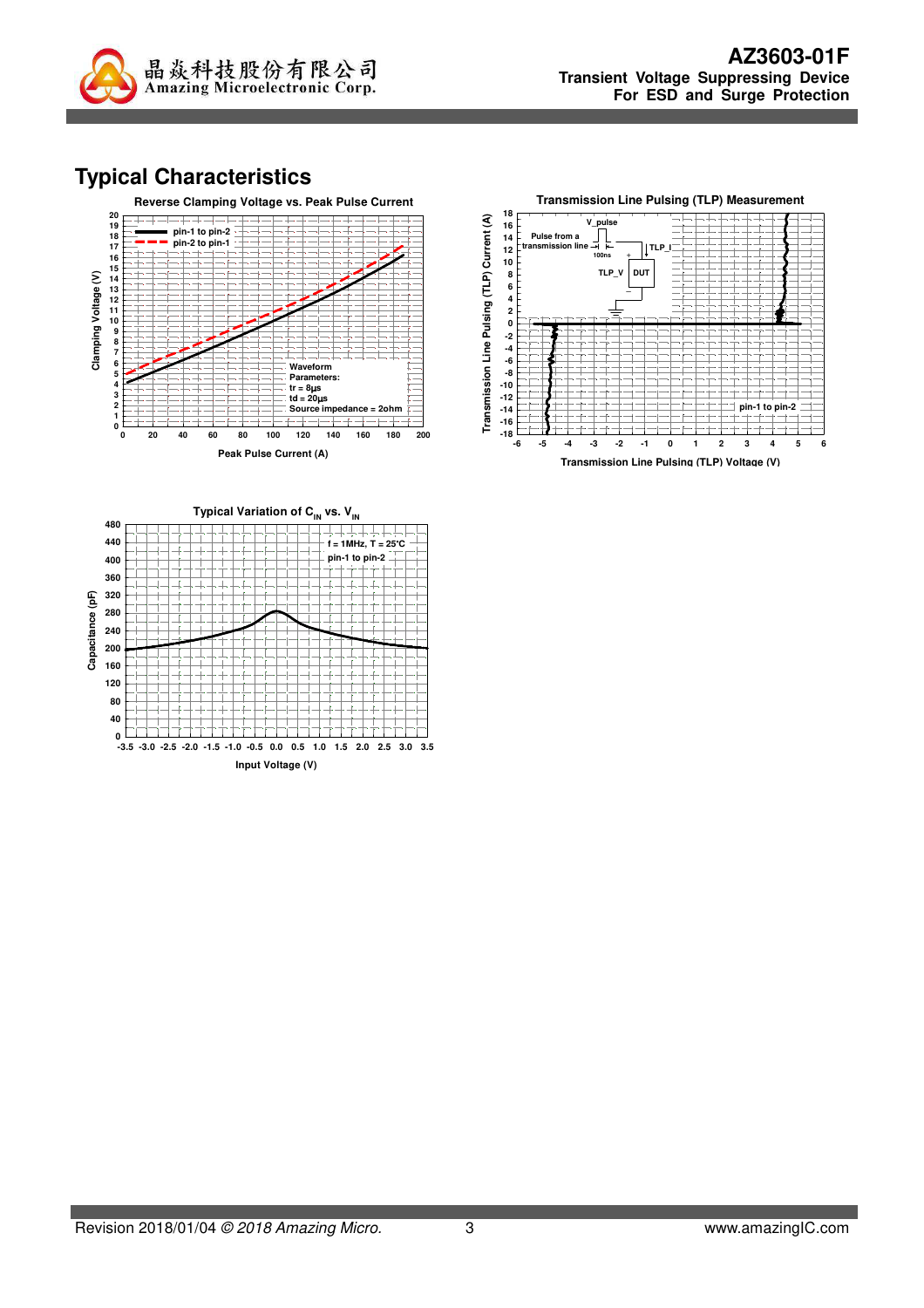## Typical Characteristics

**Reverse Clamping Voltage vs. Peak Pulse Current**

- pin-1 to pin-2
- pin-2 to pin-1

Waveform Parameters:
tr = 8μs
td = 20μs
Source impedance = 2ohm

Clamping Voltage (V)

Peak Pulse Current (A)

**Transmission Line Pulsing (TLP) Measurement**

V_pulse
Pulse from a transmission line
100ns
TLP_I
TLP_V
DUT

pin-1 to pin-2

Transmission Line Pulsing (TLP) Current (A)

Transmission Line Pulsing (TLP) Voltage (V)

**Typical Variation of $C_{IN}$ vs. $V_{IN}$**

f = 1MHz, T = 25°C
pin-1 to pin-2

Capacitance (pF)

Input Voltage (V)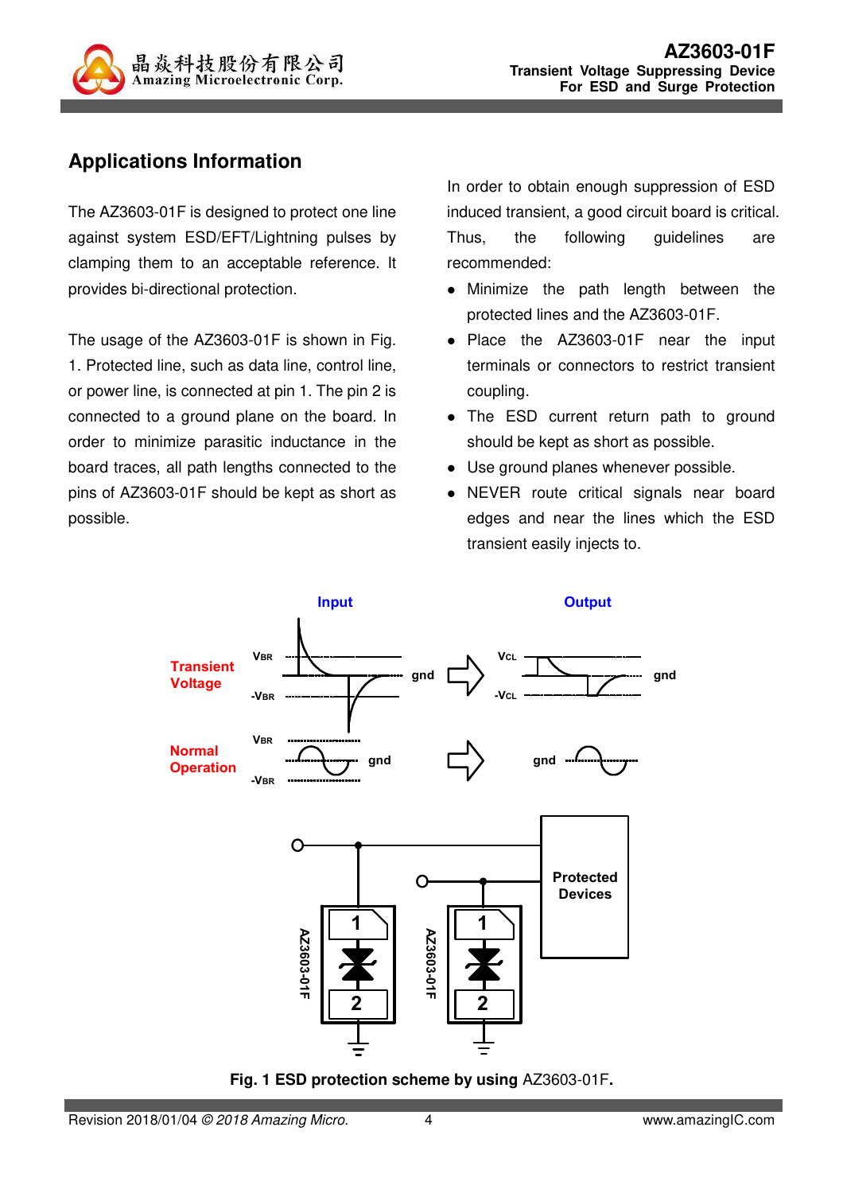## Applications Information

The AZ3603-01F is designed to protect one line against system ESD/EFT/Lightning pulses by clamping them to an acceptable reference. It provides bi-directional protection.

The usage of the AZ3603-01F is shown in Fig. 1. Protected line, such as data line, control line, or power line, is connected at pin 1. The pin 2 is connected to a ground plane on the board. In order to minimize parasitic inductance in the board traces, all path lengths connected to the pins of AZ3603-01F should be kept as short as possible.

In order to obtain enough suppression of ESD induced transient, a good circuit board is critical. Thus, the following guidelines are recommended:

- Minimize the path length between the protected lines and the AZ3603-01F.
- Place the AZ3603-01F near the input terminals or connectors to restrict transient coupling.
- The ESD current return path to ground should be kept as short as possible.
- Use ground planes whenever possible.
- NEVER route critical signals near board edges and near the lines which the ESD transient easily injects to.

**Fig. 1 ESD protection scheme by using AZ3603-01F.**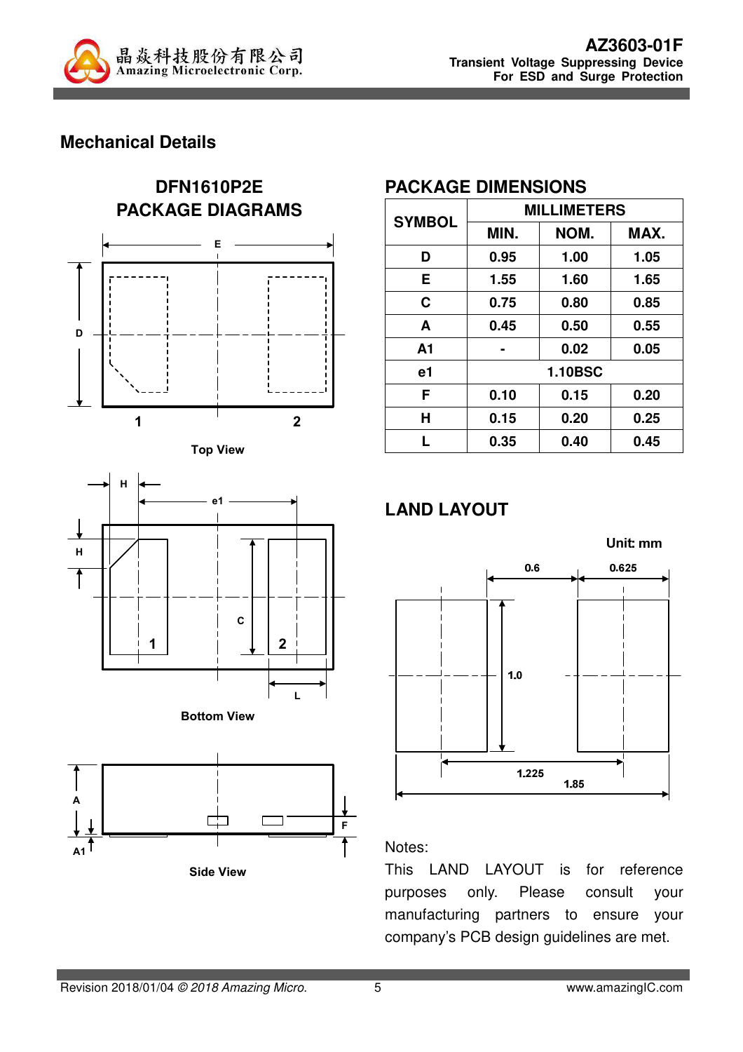## Mechanical Details

### DFN1610P2E PACKAGE DIAGRAMS

Top View

Bottom View

Side View

### PACKAGE DIMENSIONS

| SYMBOL | MILLIMETERS | | |
|---|---|---|---|
| | MIN. | NOM. | MAX. |
| D | 0.95 | 1.00 | 1.05 |
| E | 1.55 | 1.60 | 1.65 |
| C | 0.75 | 0.80 | 0.85 |
| A | 0.45 | 0.50 | 0.55 |
| A1 | - | 0.02 | 0.05 |
| e1 | 1.10BSC | | |
| F | 0.10 | 0.15 | 0.20 |
| H | 0.15 | 0.20 | 0.25 |
| L | 0.35 | 0.40 | 0.45 |

### LAND LAYOUT

Unit: mm

Notes:

This LAND LAYOUT is for reference purposes only. Please consult your manufacturing partners to ensure your company's PCB design guidelines are met.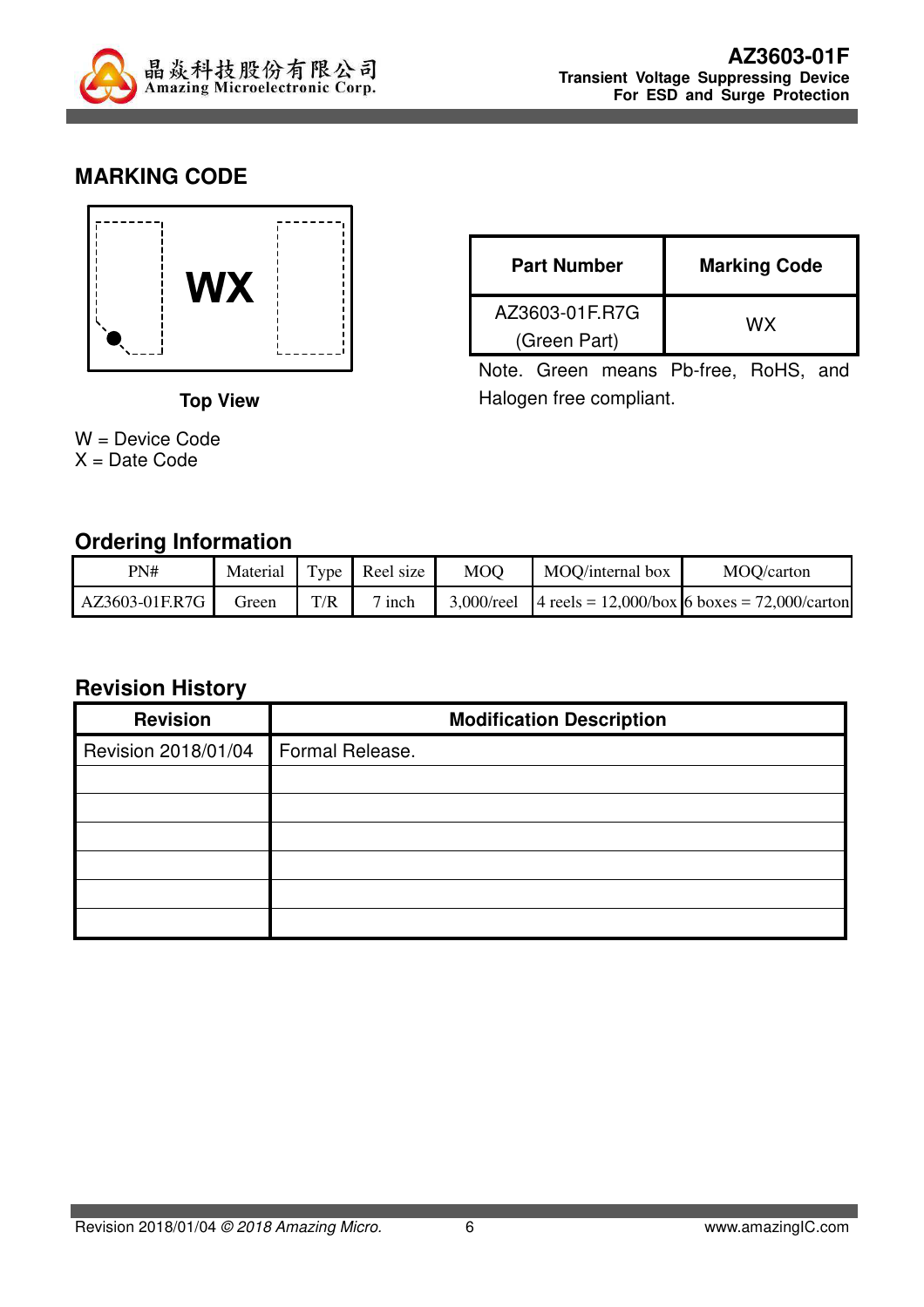## MARKING CODE

WX

Top View

W = Device Code
X = Date Code

| Part Number | Marking Code |
|---|---|
| AZ3603-01F.R7G (Green Part) | WX |

Note. Green means Pb-free, RoHS, and Halogen free compliant.

## Ordering Information

| PN# | Material | Type | Reel size | MOQ | MOQ/internal box | MOQ/carton |
|---|---|---|---|---|---|---|
| AZ3603-01F.R7G | Green | T/R | 7 inch | 3,000/reel | 4 reels = 12,000/box | 6 boxes = 72,000/carton |

## Revision History

| Revision | Modification Description |
|---|---|
| Revision 2018/01/04 | Formal Release. |
| | |
| | |
| | |
| | |
| | |
| | |